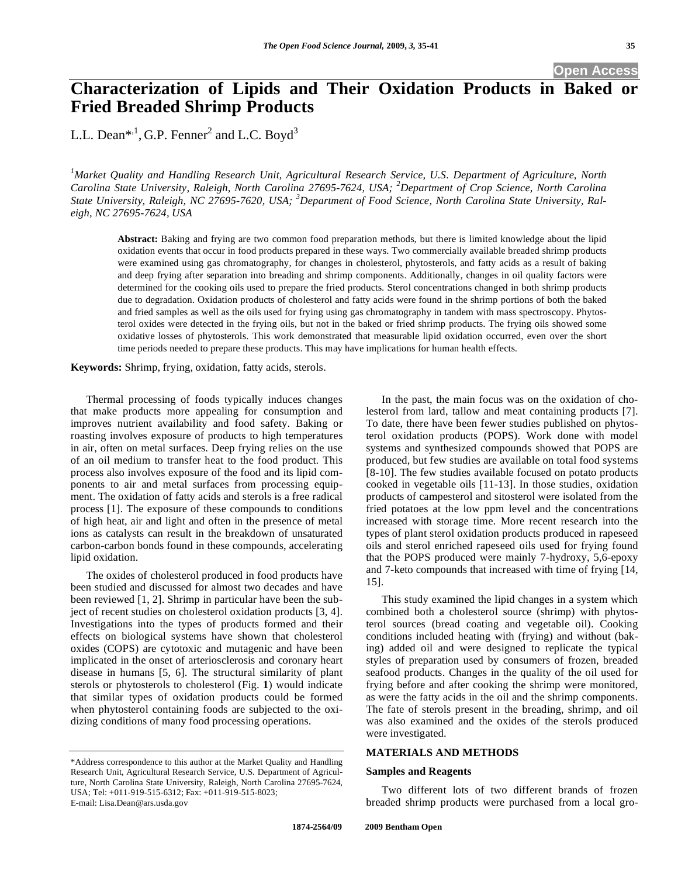# Characterization of Lipids and Their Oxidation Products in Baked or Fried Breaded Shrimp Products

L.L. Dean*[,1], G.P. Fenner[2] and L.C. Boyd[3]

[1]*Market Quality and Handling Research Unit, Agricultural Research Service, U.S. Department of Agriculture, North Carolina State University, Raleigh, North Carolina 27695-7624, USA;* [2]*Department of Crop Science, North Carolina State University, Raleigh, NC 27695-7620, USA;* [3]*Department of Food Science, North Carolina State University, Raleigh, NC 27695-7624, USA*

**Abstract:** Baking and frying are two common food preparation methods, but there is limited knowledge about the lipid oxidation events that occur in food products prepared in these ways. Two commercially available breaded shrimp products were examined using gas chromatography, for changes in cholesterol, phytosterols, and fatty acids as a result of baking and deep frying after separation into breading and shrimp components. Additionally, changes in oil quality factors were determined for the cooking oils used to prepare the fried products. Sterol concentrations changed in both shrimp products due to degradation. Oxidation products of cholesterol and fatty acids were found in the shrimp portions of both the baked and fried samples as well as the oils used for frying using gas chromatography in tandem with mass spectroscopy. Phytosterol oxides were detected in the frying oils, but not in the baked or fried shrimp products. The frying oils showed some oxidative losses of phytosterols. This work demonstrated that measurable lipid oxidation occurred, even over the short time periods needed to prepare these products. This may have implications for human health effects.

**Keywords:** Shrimp, frying, oxidation, fatty acids, sterols.

Thermal processing of foods typically induces changes that make products more appealing for consumption and improves nutrient availability and food safety. Baking or roasting involves exposure of products to high temperatures in air, often on metal surfaces. Deep frying relies on the use of an oil medium to transfer heat to the food product. This process also involves exposure of the food and its lipid components to air and metal surfaces from processing equipment. The oxidation of fatty acids and sterols is a free radical process [1]. The exposure of these compounds to conditions of high heat, air and light and often in the presence of metal ions as catalysts can result in the breakdown of unsaturated carbon-carbon bonds found in these compounds, accelerating lipid oxidation.

The oxides of cholesterol produced in food products have been studied and discussed for almost two decades and have been reviewed [1, 2]. Shrimp in particular have been the subject of recent studies on cholesterol oxidation products [3, 4]. Investigations into the types of products formed and their effects on biological systems have shown that cholesterol oxides (COPS) are cytotoxic and mutagenic and have been implicated in the onset of arteriosclerosis and coronary heart disease in humans [5, 6]. The structural similarity of plant sterols or phytosterols to cholesterol (Fig. **1**) would indicate that similar types of oxidation products could be formed when phytosterol containing foods are subjected to the oxidizing conditions of many food processing operations.

In the past, the main focus was on the oxidation of cholesterol from lard, tallow and meat containing products [7]. To date, there have been fewer studies published on phytosterol oxidation products (POPS). Work done with model systems and synthesized compounds showed that POPS are produced, but few studies are available on total food systems [8-10]. The few studies available focused on potato products cooked in vegetable oils [11-13]. In those studies, oxidation products of campesterol and sitosterol were isolated from the fried potatoes at the low ppm level and the concentrations increased with storage time. More recent research into the types of plant sterol oxidation products produced in rapeseed oils and sterol enriched rapeseed oils used for frying found that the POPS produced were mainly 7-hydroxy, 5,6-epoxy and 7-keto compounds that increased with time of frying [14, 15].

This study examined the lipid changes in a system which combined both a cholesterol source (shrimp) with phytosterol sources (bread coating and vegetable oil). Cooking conditions included heating with (frying) and without (baking) added oil and were designed to replicate the typical styles of preparation used by consumers of frozen, breaded seafood products. Changes in the quality of the oil used for frying before and after cooking the shrimp were monitored, as were the fatty acids in the oil and the shrimp components. The fate of sterols present in the breading, shrimp, and oil was also examined and the oxides of the sterols produced were investigated.

## MATERIALS AND METHODS

### Samples and Reagents

Two different lots of two different brands of frozen breaded shrimp products were purchased from a local gro-

*Address correspondence to this author at the Market Quality and Handling Research Unit, Agricultural Research Service, U.S. Department of Agriculture, North Carolina State University, Raleigh, North Carolina 27695-7624, USA; Tel: +011-919-515-6312; Fax: +011-919-515-8023; E-mail: Lisa.Dean@ars.usda.gov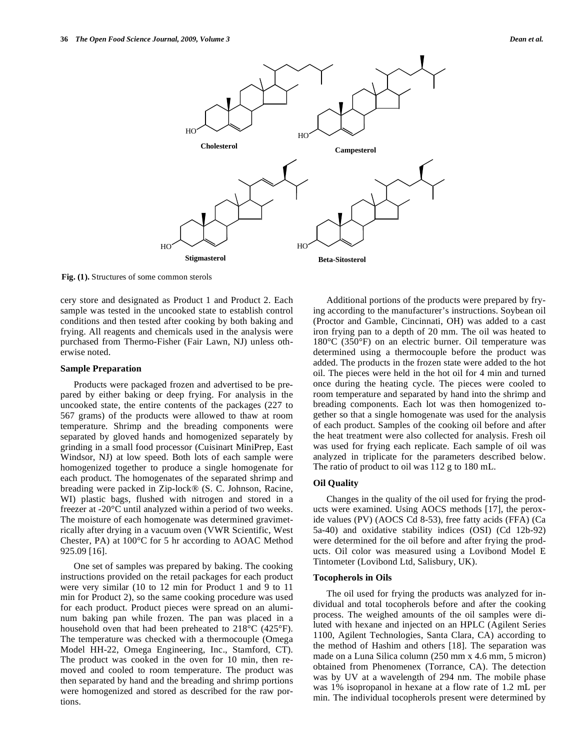Cholesterol

Campesterol

Stigmasterol

Beta-Sitosterol

**Fig. (1).** Structures of some common sterols

cery store and designated as Product 1 and Product 2. Each sample was tested in the uncooked state to establish control conditions and then tested after cooking by both baking and frying. All reagents and chemicals used in the analysis were purchased from Thermo-Fisher (Fair Lawn, NJ) unless otherwise noted.

### Sample Preparation

Products were packaged frozen and advertised to be prepared by either baking or deep frying. For analysis in the uncooked state, the entire contents of the packages (227 to 567 grams) of the products were allowed to thaw at room temperature. Shrimp and the breading components were separated by gloved hands and homogenized separately by grinding in a small food processor (Cuisinart MiniPrep, East Windsor, NJ) at low speed. Both lots of each sample were homogenized together to produce a single homogenate for each product. The homogenates of the separated shrimp and breading were packed in Zip-lock® (S. C. Johnson, Racine, WI) plastic bags, flushed with nitrogen and stored in a freezer at -20°C until analyzed within a period of two weeks. The moisture of each homogenate was determined gravimetrically after drying in a vacuum oven (VWR Scientific, West Chester, PA) at 100°C for 5 hr according to AOAC Method 925.09 [16].

One set of samples was prepared by baking. The cooking instructions provided on the retail packages for each product were very similar (10 to 12 min for Product 1 and 9 to 11 min for Product 2), so the same cooking procedure was used for each product. Product pieces were spread on an aluminum baking pan while frozen. The pan was placed in a household oven that had been preheated to 218°C (425°F). The temperature was checked with a thermocouple (Omega Model HH-22, Omega Engineering, Inc., Stamford, CT). The product was cooked in the oven for 10 min, then removed and cooled to room temperature. The product was then separated by hand and the breading and shrimp portions were homogenized and stored as described for the raw portions.

Additional portions of the products were prepared by frying according to the manufacturer's instructions. Soybean oil (Proctor and Gamble, Cincinnati, OH) was added to a cast iron frying pan to a depth of 20 mm. The oil was heated to 180°C (350°F) on an electric burner. Oil temperature was determined using a thermocouple before the product was added. The products in the frozen state were added to the hot oil. The pieces were held in the hot oil for 4 min and turned once during the heating cycle. The pieces were cooled to room temperature and separated by hand into the shrimp and breading components. Each lot was then homogenized together so that a single homogenate was used for the analysis of each product. Samples of the cooking oil before and after the heat treatment were also collected for analysis. Fresh oil was used for frying each replicate. Each sample of oil was analyzed in triplicate for the parameters described below. The ratio of product to oil was 112 g to 180 mL.

### Oil Quality

Changes in the quality of the oil used for frying the products were examined. Using AOCS methods [17], the peroxide values (PV) (AOCS Cd 8-53), free fatty acids (FFA) (Ca 5a-40) and oxidative stability indices (OSI) (Cd 12b-92) were determined for the oil before and after frying the products. Oil color was measured using a Lovibond Model E Tintometer (Lovibond Ltd, Salisbury, UK).

### Tocopherols in Oils

The oil used for frying the products was analyzed for individual and total tocopherols before and after the cooking process. The weighed amounts of the oil samples were diluted with hexane and injected on an HPLC (Agilent Series 1100, Agilent Technologies, Santa Clara, CA) according to the method of Hashim and others [18]. The separation was made on a Luna Silica column (250 mm x 4.6 mm, 5 micron) obtained from Phenomenex (Torrance, CA). The detection was by UV at a wavelength of 294 nm. The mobile phase was 1% isopropanol in hexane at a flow rate of 1.2 mL per min. The individual tocopherols present were determined by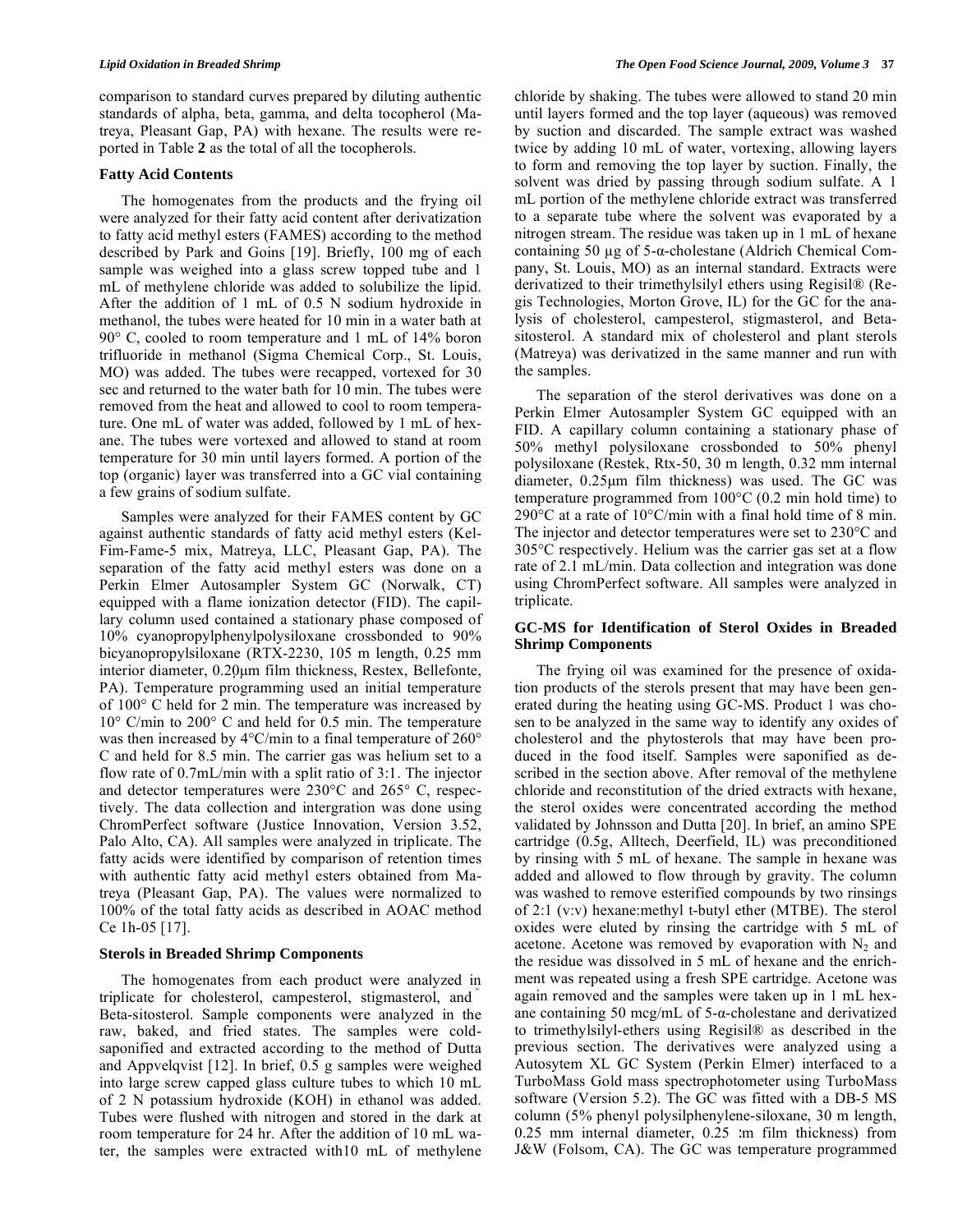comparison to standard curves prepared by diluting authentic standards of alpha, beta, gamma, and delta tocopherol (Matreya, Pleasant Gap, PA) with hexane. The results were reported in Table **2** as the total of all the tocopherols.

### Fatty Acid Contents

The homogenates from the products and the frying oil were analyzed for their fatty acid content after derivatization to fatty acid methyl esters (FAMES) according to the method described by Park and Goins [19]. Briefly, 100 mg of each sample was weighed into a glass screw topped tube and 1 mL of methylene chloride was added to solubilize the lipid. After the addition of 1 mL of 0.5 N sodium hydroxide in methanol, the tubes were heated for 10 min in a water bath at 90° C, cooled to room temperature and 1 mL of 14% boron trifluoride in methanol (Sigma Chemical Corp., St. Louis, MO) was added. The tubes were recapped, vortexed for 30 sec and returned to the water bath for 10 min. The tubes were removed from the heat and allowed to cool to room temperature. One mL of water was added, followed by 1 mL of hexane. The tubes were vortexed and allowed to stand at room temperature for 30 min until layers formed. A portion of the top (organic) layer was transferred into a GC vial containing a few grains of sodium sulfate.

Samples were analyzed for their FAMES content by GC against authentic standards of fatty acid methyl esters (Kel-Fim-Fame-5 mix, Matreya, LLC, Pleasant Gap, PA). The separation of the fatty acid methyl esters was done on a Perkin Elmer Autosampler System GC (Norwalk, CT) equipped with a flame ionization detector (FID). The capillary column used contained a stationary phase composed of 10% cyanopropylphenylpolysiloxane crossbonded to 90% bicyanopropylsiloxane (RTX-2230, 105 m length, 0.25 mm interior diameter, 0.20μm film thickness, Restex, Bellefonte, PA). Temperature programming used an initial temperature of 100° C held for 2 min. The temperature was increased by 10° C/min to 200° C and held for 0.5 min. The temperature was then increased by 4°C/min to a final temperature of 260° C and held for 8.5 min. The carrier gas was helium set to a flow rate of 0.7mL/min with a split ratio of 3:1. The injector and detector temperatures were 230°C and 265° C, respectively. The data collection and intergration was done using ChromPerfect software (Justice Innovation, Version 3.52, Palo Alto, CA). All samples were analyzed in triplicate. The fatty acids were identified by comparison of retention times with authentic fatty acid methyl esters obtained from Matreya (Pleasant Gap, PA). The values were normalized to 100% of the total fatty acids as described in AOAC method Ce 1h-05 [17].

### Sterols in Breaded Shrimp Components

The homogenates from each product were analyzed in triplicate for cholesterol, campesterol, stigmasterol, and Beta-sitosterol. Sample components were analyzed in the raw, baked, and fried states. The samples were cold-saponified and extracted according to the method of Dutta and Appvelqvist [12]. In brief, 0.5 g samples were weighed into large screw capped glass culture tubes to which 10 mL of 2 N potassium hydroxide (KOH) in ethanol was added. Tubes were flushed with nitrogen and stored in the dark at room temperature for 24 hr. After the addition of 10 mL water, the samples were extracted with10 mL of methylene chloride by shaking. The tubes were allowed to stand 20 min until layers formed and the top layer (aqueous) was removed by suction and discarded. The sample extract was washed twice by adding 10 mL of water, vortexing, allowing layers to form and removing the top layer by suction. Finally, the solvent was dried by passing through sodium sulfate. A 1 mL portion of the methylene chloride extract was transferred to a separate tube where the solvent was evaporated by a nitrogen stream. The residue was taken up in 1 mL of hexane containing 50 μg of 5-α-cholestane (Aldrich Chemical Company, St. Louis, MO) as an internal standard. Extracts were derivatized to their trimethylsilyl ethers using Regisil® (Regis Technologies, Morton Grove, IL) for the GC for the analysis of cholesterol, campesterol, stigmasterol, and Beta-sitosterol. A standard mix of cholesterol and plant sterols (Matreya) was derivatized in the same manner and run with the samples.

The separation of the sterol derivatives was done on a Perkin Elmer Autosampler System GC equipped with an FID. A capillary column containing a stationary phase of 50% methyl polysiloxane crossbonded to 50% phenyl polysiloxane (Restek, Rtx-50, 30 m length, 0.32 mm internal diameter, 0.25μm film thickness) was used. The GC was temperature programmed from 100°C (0.2 min hold time) to 290°C at a rate of 10°C/min with a final hold time of 8 min. The injector and detector temperatures were set to 230°C and 305°C respectively. Helium was the carrier gas set at a flow rate of 2.1 mL/min. Data collection and integration was done using ChromPerfect software. All samples were analyzed in triplicate.

### GC-MS for Identification of Sterol Oxides in Breaded Shrimp Components

The frying oil was examined for the presence of oxidation products of the sterols present that may have been generated during the heating using GC-MS. Product 1 was chosen to be analyzed in the same way to identify any oxides of cholesterol and the phytosterols that may have been produced in the food itself. Samples were saponified as described in the section above. After removal of the methylene chloride and reconstitution of the dried extracts with hexane, the sterol oxides were concentrated according the method validated by Johnsson and Dutta [20]. In brief, an amino SPE cartridge (0.5g, Alltech, Deerfield, IL) was preconditioned by rinsing with 5 mL of hexane. The sample in hexane was added and allowed to flow through by gravity. The column was washed to remove esterified compounds by two rinsings of 2:1 (v:v) hexane:methyl t-butyl ether (MTBE). The sterol oxides were eluted by rinsing the cartridge with 5 mL of acetone. Acetone was removed by evaporation with $N_2$ and the residue was dissolved in 5 mL of hexane and the enrichment was repeated using a fresh SPE cartridge. Acetone was again removed and the samples were taken up in 1 mL hexane containing 50 mcg/mL of 5-α-cholestane and derivatized to trimethylsilyl-ethers using Regisil® as described in the previous section. The derivatives were analyzed using a Autosytem XL GC System (Perkin Elmer) interfaced to a TurboMass Gold mass spectrophotometer using TurboMass software (Version 5.2). The GC was fitted with a DB-5 MS column (5% phenyl polysilphenylene-siloxane, 30 m length, 0.25 mm internal diameter, 0.25 :m film thickness) from J&W (Folsom, CA). The GC was temperature programmed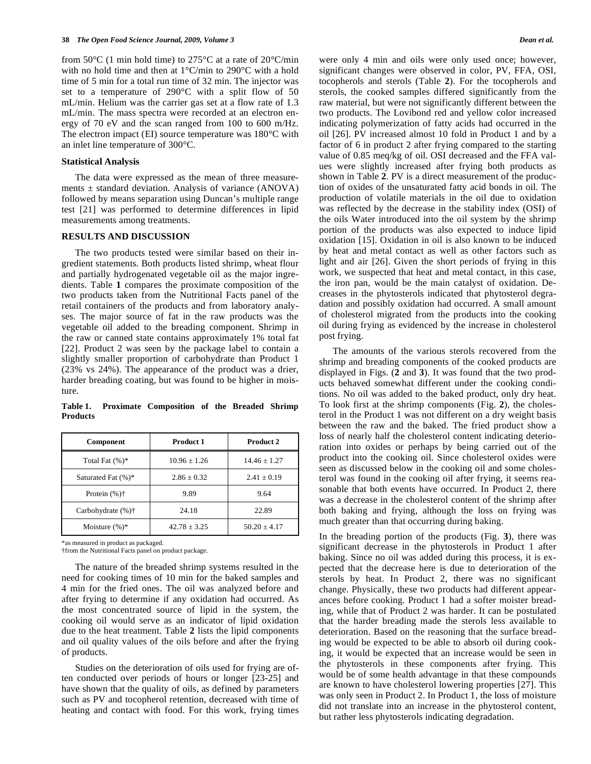from 50°C (1 min hold time) to 275°C at a rate of 20°C/min with no hold time and then at 1°C/min to 290°C with a hold time of 5 min for a total run time of 32 min. The injector was set to a temperature of 290°C with a split flow of 50 mL/min. Helium was the carrier gas set at a flow rate of 1.3 mL/min. The mass spectra were recorded at an electron energy of 70 eV and the scan ranged from 100 to 600 m/Hz. The electron impact (EI) source temperature was 180°C with an inlet line temperature of 300°C.

### Statistical Analysis

The data were expressed as the mean of three measurements ± standard deviation. Analysis of variance (ANOVA) followed by means separation using Duncan's multiple range test [21] was performed to determine differences in lipid measurements among treatments.

## RESULTS AND DISCUSSION

The two products tested were similar based on their ingredient statements. Both products listed shrimp, wheat flour and partially hydrogenated vegetable oil as the major ingredients. Table **1** compares the proximate composition of the two products taken from the Nutritional Facts panel of the retail containers of the products and from laboratory analyses. The major source of fat in the raw products was the vegetable oil added to the breading component. Shrimp in the raw or canned state contains approximately 1% total fat [22]. Product 2 was seen by the package label to contain a slightly smaller proportion of carbohydrate than Product 1 (23% vs 24%). The appearance of the product was a drier, harder breading coating, but was found to be higher in moisture.

**Table 1. Proximate Composition of the Breaded Shrimp Products**

| Component | Product 1 | Product 2 |
|---|---|---|
| Total Fat (%)* | 10.96 ± 1.26 | 14.46 ± 1.27 |
| Saturated Fat (%)* | 2.86 ± 0.32 | 2.41 ± 0.19 |
| Protein (%)† | 9.89 | 9.64 |
| Carbohydrate (%)† | 24.18 | 22.89 |
| Moisture (%)* | 42.78 ± 3.25 | 50.20 ± 4.17 |

*as measured in product as packaged.
†from the Nutritional Facts panel on product package.

The nature of the breaded shrimp systems resulted in the need for cooking times of 10 min for the baked samples and 4 min for the fried ones. The oil was analyzed before and after frying to determine if any oxidation had occurred. As the most concentrated source of lipid in the system, the cooking oil would serve as an indicator of lipid oxidation due to the heat treatment. Table **2** lists the lipid components and oil quality values of the oils before and after the frying of products.

Studies on the deterioration of oils used for frying are often conducted over periods of hours or longer [23-25] and have shown that the quality of oils, as defined by parameters such as PV and tocopherol retention, decreased with time of heating and contact with food. For this work, frying times were only 4 min and oils were only used once; however, significant changes were observed in color, PV, FFA, OSI, tocopherols and sterols (Table **2**). For the tocopherols and sterols, the cooked samples differed significantly from the raw material, but were not significantly different between the two products. The Lovibond red and yellow color increased indicating polymerization of fatty acids had occurred in the oil [26]. PV increased almost 10 fold in Product 1 and by a factor of 6 in product 2 after frying compared to the starting value of 0.85 meq/kg of oil. OSI decreased and the FFA values were slightly increased after frying both products as shown in Table **2**. PV is a direct measurement of the production of oxides of the unsaturated fatty acid bonds in oil. The production of volatile materials in the oil due to oxidation was reflected by the decrease in the stability index (OSI) of the oils Water introduced into the oil system by the shrimp portion of the products was also expected to induce lipid oxidation [15]. Oxidation in oil is also known to be induced by heat and metal contact as well as other factors such as light and air [26]. Given the short periods of frying in this work, we suspected that heat and metal contact, in this case, the iron pan, would be the main catalyst of oxidation. Decreases in the phytosterols indicated that phytosterol degradation and possibly oxidation had occurred. A small amount of cholesterol migrated from the products into the cooking oil during frying as evidenced by the increase in cholesterol post frying.

The amounts of the various sterols recovered from the shrimp and breading components of the cooked products are displayed in Figs. (**2** and **3**). It was found that the two products behaved somewhat different under the cooking conditions. No oil was added to the baked product, only dry heat. To look first at the shrimp components (Fig. **2**), the cholesterol in the Product 1 was not different on a dry weight basis between the raw and the baked. The fried product show a loss of nearly half the cholesterol content indicating deterioration into oxides or perhaps by being carried out of the product into the cooking oil. Since cholesterol oxides were seen as discussed below in the cooking oil and some cholesterol was found in the cooking oil after frying, it seems reasonable that both events have occurred. In Product 2, there was a decrease in the cholesterol content of the shrimp after both baking and frying, although the loss on frying was much greater than that occurring during baking.

In the breading portion of the products (Fig. **3**), there was significant decrease in the phytosterols in Product 1 after baking. Since no oil was added during this process, it is expected that the decrease here is due to deterioration of the sterols by heat. In Product 2, there was no significant change. Physically, these two products had different appearances before cooking. Product 1 had a softer moister breading, while that of Product 2 was harder. It can be postulated that the harder breading made the sterols less available to deterioration. Based on the reasoning that the surface breading would be expected to be able to absorb oil during cooking, it would be expected that an increase would be seen in the phytosterols in these components after frying. This would be of some health advantage in that these compounds are known to have cholesterol lowering properties [27]. This was only seen in Product 2. In Product 1, the loss of moisture did not translate into an increase in the phytosterol content, but rather less phytosterols indicating degradation.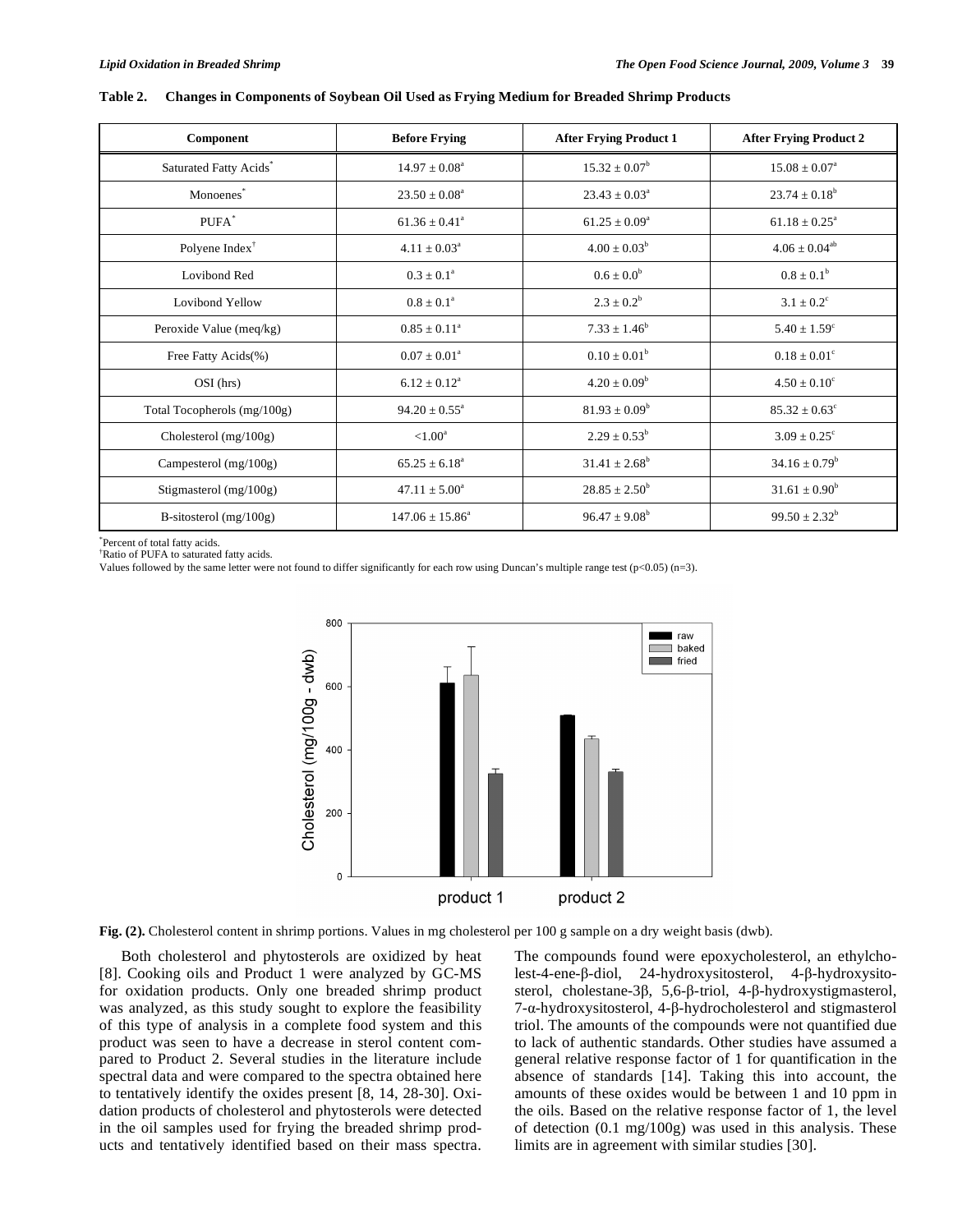**Table 2. Changes in Components of Soybean Oil Used as Frying Medium for Breaded Shrimp Products**

| Component | Before Frying | After Frying Product 1 | After Frying Product 2 |
|---|---|---|---|
| Saturated Fatty Acids* | $14.97 \pm 0.08^{a}$ | $15.32 \pm 0.07^{b}$ | $15.08 \pm 0.07^{a}$ |
| Monoenes* | $23.50 \pm 0.08^{a}$ | $23.43 \pm 0.03^{a}$ | $23.74 \pm 0.18^{b}$ |
| PUFA* | $61.36 \pm 0.41^{a}$ | $61.25 \pm 0.09^{a}$ | $61.18 \pm 0.25^{a}$ |
| Polyene Index† | $4.11 \pm 0.03^{a}$ | $4.00 \pm 0.03^{b}$ | $4.06 \pm 0.04^{ab}$ |
| Lovibond Red | $0.3 \pm 0.1^{a}$ | $0.6 \pm 0.0^{b}$ | $0.8 \pm 0.1^{b}$ |
| Lovibond Yellow | $0.8 \pm 0.1^{a}$ | $2.3 \pm 0.2^{b}$ | $3.1 \pm 0.2^{c}$ |
| Peroxide Value (meq/kg) | $0.85 \pm 0.11^{a}$ | $7.33 \pm 1.46^{b}$ | $5.40 \pm 1.59^{c}$ |
| Free Fatty Acids(%) | $0.07 \pm 0.01^{a}$ | $0.10 \pm 0.01^{b}$ | $0.18 \pm 0.01^{c}$ |
| OSI (hrs) | $6.12 \pm 0.12^{a}$ | $4.20 \pm 0.09^{b}$ | $4.50 \pm 0.10^{c}$ |
| Total Tocopherols (mg/100g) | $94.20 \pm 0.55^{a}$ | $81.93 \pm 0.09^{b}$ | $85.32 \pm 0.63^{c}$ |
| Cholesterol (mg/100g) | $<1.00^{a}$ | $2.29 \pm 0.53^{b}$ | $3.09 \pm 0.25^{c}$ |
| Campesterol (mg/100g) | $65.25 \pm 6.18^{a}$ | $31.41 \pm 2.68^{b}$ | $34.16 \pm 0.79^{b}$ |
| Stigmasterol (mg/100g) | $47.11 \pm 5.00^{a}$ | $28.85 \pm 2.50^{b}$ | $31.61 \pm 0.90^{b}$ |
| B-sitosterol (mg/100g) | $147.06 \pm 15.86^{a}$ | $96.47 \pm 9.08^{b}$ | $99.50 \pm 2.32^{b}$ |

*Percent of total fatty acids.
†Ratio of PUFA to saturated fatty acids.
Values followed by the same letter were not found to differ significantly for each row using Duncan's multiple range test ($p<0.05$) ($n=3$).

**Fig. (2).** Cholesterol content in shrimp portions. Values in mg cholesterol per 100 g sample on a dry weight basis (dwb).

Both cholesterol and phytosterols are oxidized by heat [8]. Cooking oils and Product 1 were analyzed by GC-MS for oxidation products. Only one breaded shrimp product was analyzed, as this study sought to explore the feasibility of this type of analysis in a complete food system and this product was seen to have a decrease in sterol content compared to Product 2. Several studies in the literature include spectral data and were compared to the spectra obtained here to tentatively identify the oxides present [8, 14, 28-30]. Oxidation products of cholesterol and phytosterols were detected in the oil samples used for frying the breaded shrimp products and tentatively identified based on their mass spectra. The compounds found were epoxycholesterol, an ethylcholest-4-ene-β-diol, 24-hydroxysitosterol, 4-β-hydroxysitosterol, cholestane-3β, 5,6-β-triol, 4-β-hydroxystigmasterol, 7-α-hydroxysitosterol, 4-β-hydrocholesterol and stigmasterol triol. The amounts of the compounds were not quantified due to lack of authentic standards. Other studies have assumed a general relative response factor of 1 for quantification in the absence of standards [14]. Taking this into account, the amounts of these oxides would be between 1 and 10 ppm in the oils. Based on the relative response factor of 1, the level of detection (0.1 mg/100g) was used in this analysis. These limits are in agreement with similar studies [30].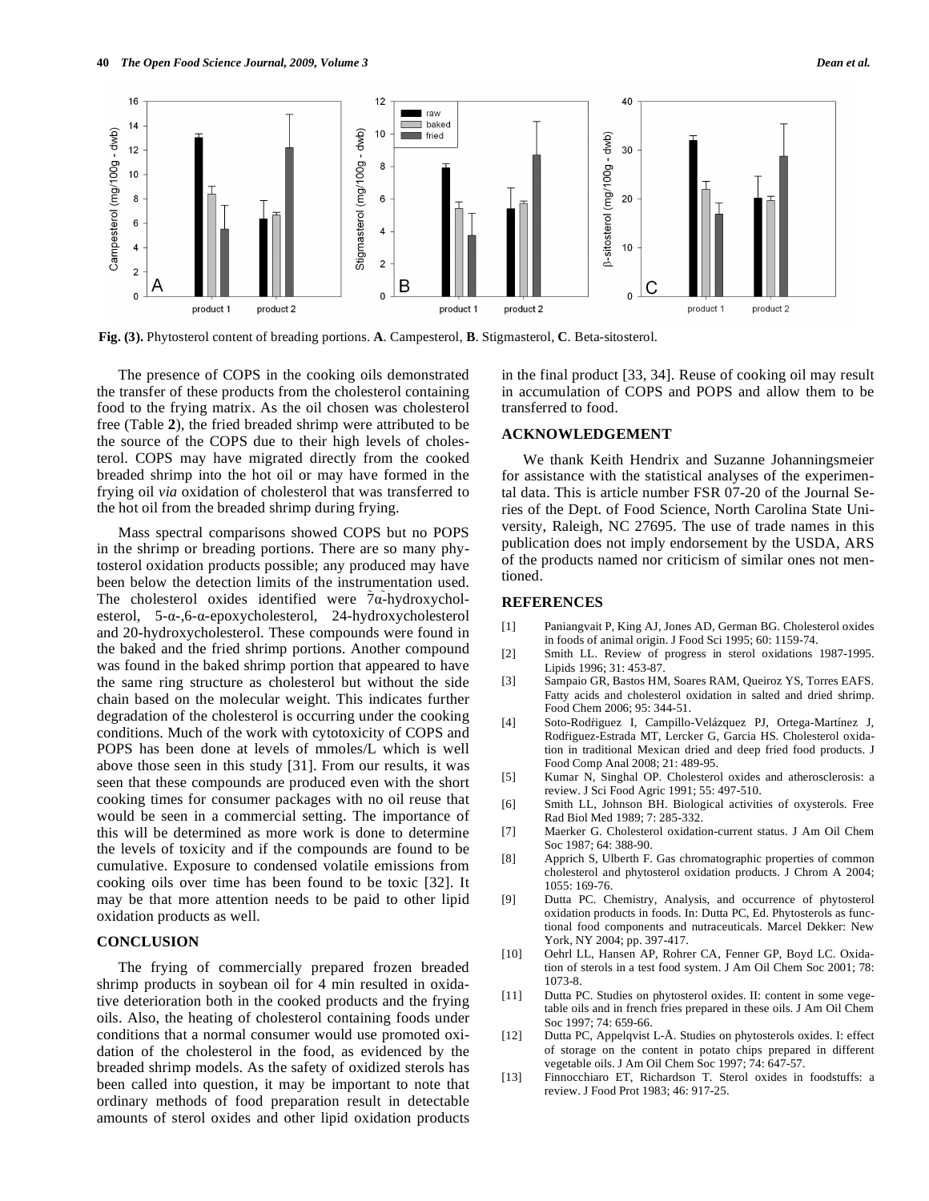Fig. (3). Phytosterol content of breading portions. **A**. Campesterol, **B**. Stigmasterol, **C**. Beta-sitosterol.

The presence of COPS in the cooking oils demonstrated the transfer of these products from the cholesterol containing food to the frying matrix. As the oil chosen was cholesterol free (Table **2**), the fried breaded shrimp were attributed to be the source of the COPS due to their high levels of cholesterol. COPS may have migrated directly from the cooked breaded shrimp into the hot oil or may have formed in the frying oil *via* oxidation of cholesterol that was transferred to the hot oil from the breaded shrimp during frying.

Mass spectral comparisons showed COPS but no POPS in the shrimp or breading portions. There are so many phytosterol oxidation products possible; any produced may have been below the detection limits of the instrumentation used. The cholesterol oxides identified were 7α-hydroxycholesterol, 5-α-,6-α-epoxycholesterol, 24-hydroxycholesterol and 20-hydroxycholesterol. These compounds were found in the baked and the fried shrimp portions. Another compound was found in the baked shrimp portion that appeared to have the same ring structure as cholesterol but without the side chain based on the molecular weight. This indicates further degradation of the cholesterol is occurring under the cooking conditions. Much of the work with cytotoxicity of COPS and POPS has been done at levels of mmoles/L which is well above those seen in this study [31]. From our results, it was seen that these compounds are produced even with the short cooking times for consumer packages with no oil reuse that would be seen in a commercial setting. The importance of this will be determined as more work is done to determine the levels of toxicity and if the compounds are found to be cumulative. Exposure to condensed volatile emissions from cooking oils over time has been found to be toxic [32]. It may be that more attention needs to be paid to other lipid oxidation products as well.

## CONCLUSION

The frying of commercially prepared frozen breaded shrimp products in soybean oil for 4 min resulted in oxidative deterioration both in the cooked products and the frying oils. Also, the heating of cholesterol containing foods under conditions that a normal consumer would use promoted oxidation of the cholesterol in the food, as evidenced by the breaded shrimp models. As the safety of oxidized sterols has been called into question, it may be important to note that ordinary methods of food preparation result in detectable amounts of sterol oxides and other lipid oxidation products in the final product [33, 34]. Reuse of cooking oil may result in accumulation of COPS and POPS and allow them to be transferred to food.

## ACKNOWLEDGEMENT

We thank Keith Hendrix and Suzanne Johanningsmeier for assistance with the statistical analyses of the experimental data. This is article number FSR 07-20 of the Journal Series of the Dept. of Food Science, North Carolina State University, Raleigh, NC 27695. The use of trade names in this publication does not imply endorsement by the USDA, ARS of the products named nor criticism of similar ones not mentioned.

## REFERENCES

[1] Paniangvait P, King AJ, Jones AD, German BG. Cholesterol oxides in foods of animal origin. J Food Sci 1995; 60: 1159-74.

[2] Smith LL. Review of progress in sterol oxidations 1987-1995. Lipids 1996; 31: 453-87.

[3] Sampaio GR, Bastos HM, Soares RAM, Queiroz YS, Torres EAFS. Fatty acids and cholesterol oxidation in salted and dried shrimp. Food Chem 2006; 95: 344-51.

[4] Soto-Rodŕiguez I, Campillo-Velázquez PJ, Ortega-Martínez J, Rodŕiguez-Estrada MT, Lercker G, Garcia HS. Cholesterol oxidation in traditional Mexican dried and deep fried food products. J Food Comp Anal 2008; 21: 489-95.

[5] Kumar N, Singhal OP. Cholesterol oxides and atherosclerosis: a review. J Sci Food Agric 1991; 55: 497-510.

[6] Smith LL, Johnson BH. Biological activities of oxysterols. Free Rad Biol Med 1989; 7: 285-332.

[7] Maerker G. Cholesterol oxidation-current status. J Am Oil Chem Soc 1987; 64: 388-90.

[8] Apprich S, Ulberth F. Gas chromatographic properties of common cholesterol and phytosterol oxidation products. J Chrom A 2004; 1055: 169-76.

[9] Dutta PC. Chemistry, Analysis, and occurrence of phytosterol oxidation products in foods. In: Dutta PC, Ed. Phytosterols as functional food components and nutraceuticals. Marcel Dekker: New York, NY 2004; pp. 397-417.

[10] Oehrl LL, Hansen AP, Rohrer CA, Fenner GP, Boyd LC. Oxidation of sterols in a test food system. J Am Oil Chem Soc 2001; 78: 1073-8.

[11] Dutta PC. Studies on phytosterol oxides. II: content in some vegetable oils and in french fries prepared in these oils. J Am Oil Chem Soc 1997; 74: 659-66.

[12] Dutta PC, Appelqvist L-Å. Studies on phytosterols oxides. I: effect of storage on the content in potato chips prepared in different vegetable oils. J Am Oil Chem Soc 1997; 74: 647-57.

[13] Finnocchiaro ET, Richardson T. Sterol oxides in foodstuffs: a review. J Food Prot 1983; 46: 917-25.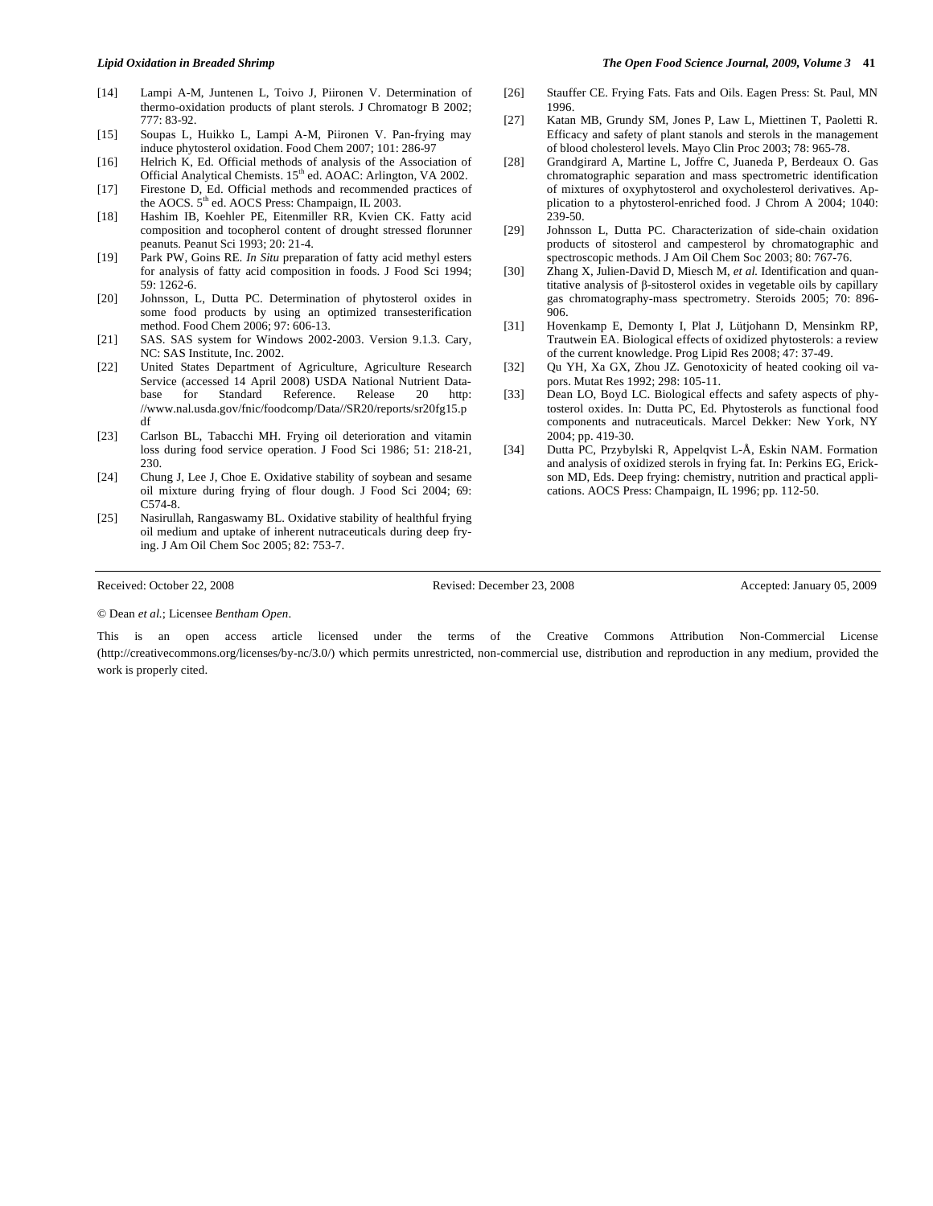[14] Lampi A-M, Juntenen L, Toivo J, Piironen V. Determination of thermo-oxidation products of plant sterols. J Chromatogr B 2002; 777: 83-92.

[15] Soupas L, Huikko L, Lampi A-M, Piironen V. Pan-frying may induce phytosterol oxidation. Food Chem 2007; 101: 286-97

[16] Helrich K, Ed. Official methods of analysis of the Association of Official Analytical Chemists. 15th ed. AOAC: Arlington, VA 2002.

[17] Firestone D, Ed. Official methods and recommended practices of the AOCS. 5th ed. AOCS Press: Champaign, IL 2003.

[18] Hashim IB, Koehler PE, Eitenmiller RR, Kvien CK. Fatty acid composition and tocopherol content of drought stressed florunner peanuts. Peanut Sci 1993; 20: 21-4.

[19] Park PW, Goins RE. *In Situ* preparation of fatty acid methyl esters for analysis of fatty acid composition in foods. J Food Sci 1994; 59: 1262-6.

[20] Johnsson, L, Dutta PC. Determination of phytosterol oxides in some food products by using an optimized transesterification method. Food Chem 2006; 97: 606-13.

[21] SAS. SAS system for Windows 2002-2003. Version 9.1.3. Cary, NC: SAS Institute, Inc. 2002.

[22] United States Department of Agriculture, Agriculture Research Service (accessed 14 April 2008) USDA National Nutrient Database for Standard Reference. Release 20 http: //www.nal.usda.gov/fnic/foodcomp/Data//SR20/reports/sr20fg15.pdf

[23] Carlson BL, Tabacchi MH. Frying oil deterioration and vitamin loss during food service operation. J Food Sci 1986; 51: 218-21, 230.

[24] Chung J, Lee J, Choe E. Oxidative stability of soybean and sesame oil mixture during frying of flour dough. J Food Sci 2004; 69: C574-8.

[25] Nasirullah, Rangaswamy BL. Oxidative stability of healthful frying oil medium and uptake of inherent nutraceuticals during deep frying. J Am Oil Chem Soc 2005; 82: 753-7.

[26] Stauffer CE. Frying Fats. Fats and Oils. Eagen Press: St. Paul, MN 1996.

[27] Katan MB, Grundy SM, Jones P, Law L, Miettinen T, Paoletti R. Efficacy and safety of plant stanols and sterols in the management of blood cholesterol levels. Mayo Clin Proc 2003; 78: 965-78.

[28] Grandgirard A, Martine L, Joffre C, Juaneda P, Berdeaux O. Gas chromatographic separation and mass spectrometric identification of mixtures of oxyphytosterol and oxycholesterol derivatives. Application to a phytosterol-enriched food. J Chrom A 2004; 1040: 239-50.

[29] Johnsson L, Dutta PC. Characterization of side-chain oxidation products of sitosterol and campesterol by chromatographic and spectroscopic methods. J Am Oil Chem Soc 2003; 80: 767-76.

[30] Zhang X, Julien-David D, Miesch M, *et al.* Identification and quantitative analysis of β-sitosterol oxides in vegetable oils by capillary gas chromatography-mass spectrometry. Steroids 2005; 70: 896-906.

[31] Hovenkamp E, Demonty I, Plat J, Lütjohann D, Mensinkm RP, Trautwein EA. Biological effects of oxidized phytosterols: a review of the current knowledge. Prog Lipid Res 2008; 47: 37-49.

[32] Qu YH, Xa GX, Zhou JZ. Genotoxicity of heated cooking oil vapors. Mutat Res 1992; 298: 105-11.

[33] Dean LO, Boyd LC. Biological effects and safety aspects of phytosterol oxides. In: Dutta PC, Ed. Phytosterols as functional food components and nutraceuticals. Marcel Dekker: New York, NY 2004; pp. 419-30.

[34] Dutta PC, Przybylski R, Appelqvist L-Å, Eskin NAM. Formation and analysis of oxidized sterols in frying fat. In: Perkins EG, Erickson MD, Eds. Deep frying: chemistry, nutrition and practical applications. AOCS Press: Champaign, IL 1996; pp. 112-50.

---

Received: October 22, 2008 Revised: December 23, 2008 Accepted: January 05, 2009

© Dean *et al.*; Licensee *Bentham Open*.

This is an open access article licensed under the terms of the Creative Commons Attribution Non-Commercial License (http://creativecommons.org/licenses/by-nc/3.0/) which permits unrestricted, non-commercial use, distribution and reproduction in any medium, provided the work is properly cited.